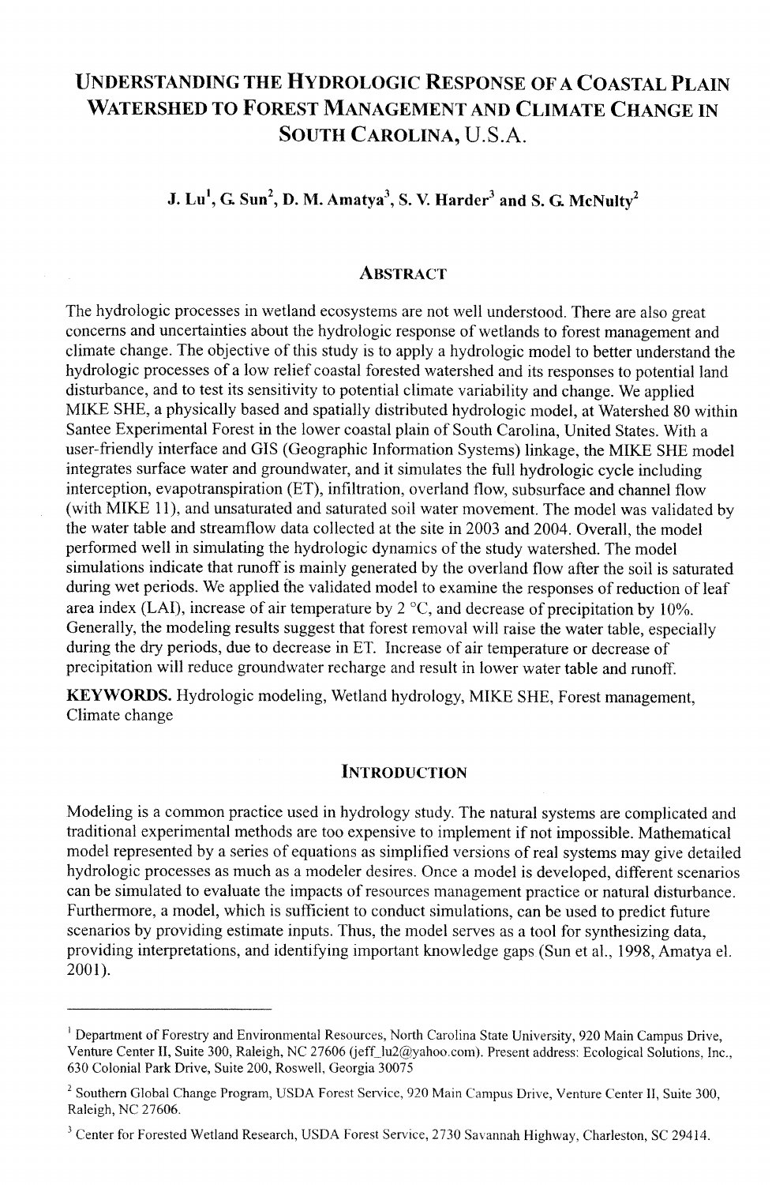# UNDERSTANDING THE HYDROLOGIC RESPONSE OF A COASTAL PLAIN WATERSHED TO FOREST MANAGEMENT AND CLIMATE CHANGE IN SOUTH CAROLINA, U.S.A.

**J. Lu[1], G. Sun[2], D. M. Amatya[3], S. V. Harder[3] and S. G. McNulty[2]**

## ABSTRACT

The hydrologic processes in wetland ecosystems are not well understood. There are also great concerns and uncertainties about the hydrologic response of wetlands to forest management and climate change. The objective of this study is to apply a hydrologic model to better understand the hydrologic processes of a low relief coastal forested watershed and its responses to potential land disturbance, and to test its sensitivity to potential climate variability and change. We applied MIKE SHE, a physically based and spatially distributed hydrologic model, at Watershed 80 within Santee Experimental Forest in the lower coastal plain of South Carolina, United States. With a user-friendly interface and GIS (Geographic Information Systems) linkage, the MIKE SHE model integrates surface water and groundwater, and it simulates the full hydrologic cycle including interception, evapotranspiration (ET), infiltration, overland flow, subsurface and channel flow (with MIKE 11), and unsaturated and saturated soil water movement. The model was validated by the water table and streamflow data collected at the site in 2003 and 2004. Overall, the model performed well in simulating the hydrologic dynamics of the study watershed. The model simulations indicate that runoff is mainly generated by the overland flow after the soil is saturated during wet periods. We applied the validated model to examine the responses of reduction of leaf area index (LAI), increase of air temperature by 2 °C, and decrease of precipitation by 10%. Generally, the modeling results suggest that forest removal will raise the water table, especially during the dry periods, due to decrease in ET. Increase of air temperature or decrease of precipitation will reduce groundwater recharge and result in lower water table and runoff.

**KEYWORDS.** Hydrologic modeling, Wetland hydrology, MIKE SHE, Forest management, Climate change

## INTRODUCTION

Modeling is a common practice used in hydrology study. The natural systems are complicated and traditional experimental methods are too expensive to implement if not impossible. Mathematical model represented by a series of equations as simplified versions of real systems may give detailed hydrologic processes as much as a modeler desires. Once a model is developed, different scenarios can be simulated to evaluate the impacts of resources management practice or natural disturbance. Furthermore, a model, which is sufficient to conduct simulations, can be used to predict future scenarios by providing estimate inputs. Thus, the model serves as a tool for synthesizing data, providing interpretations, and identifying important knowledge gaps (Sun et al., 1998, Amatya el. 2001).

---

[1] Department of Forestry and Environmental Resources, North Carolina State University, 920 Main Campus Drive, Venture Center II, Suite 300, Raleigh, NC 27606 (jeff_lu2@yahoo.com). Present address: Ecological Solutions, Inc., 630 Colonial Park Drive, Suite 200, Roswell, Georgia 30075

[2] Southern Global Change Program, USDA Forest Service, 920 Main Campus Drive, Venture Center II, Suite 300, Raleigh, NC 27606.

[3] Center for Forested Wetland Research, USDA Forest Service, 2730 Savannah Highway, Charleston, SC 29414.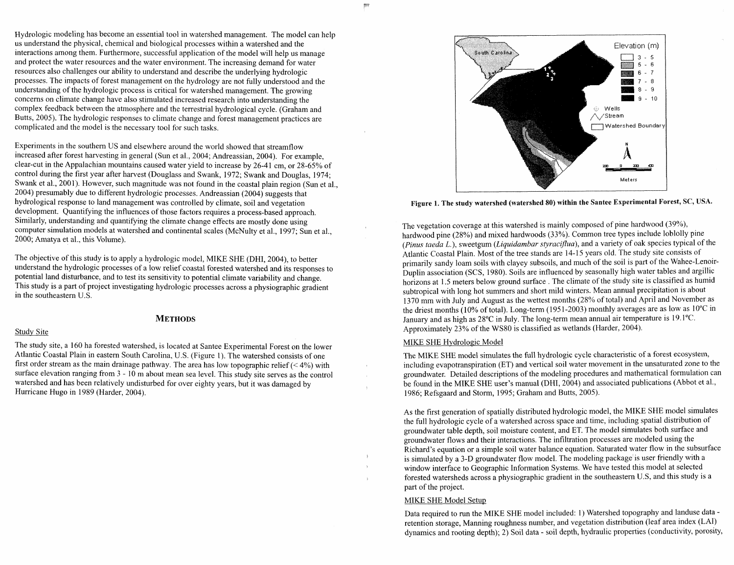Hydrologic modeling has become an essential tool in watershed management. The model can help us understand the physical, chemical and biological processes within a watershed and the interactions among them. Furthermore, successful application of the model will help us manage and protect the water resources and the water environment. The increasing demand for water resources also challenges our ability to understand and describe the underlying hydrologic processes. The impacts of forest management on the hydrology are not fully understood and the understanding of the hydrologic process is critical for watershed management. The growing concerns on climate change have also stimulated increased research into understanding the complex feedback between the atmosphere and the terrestrial hydrological cycle. (Graham and Butts, 2005). The hydrologic responses to climate change and forest management practices are complicated and the model is the necessary tool for such tasks.

Experiments in the southern US and elsewhere around the world showed that streamflow increased after forest harvesting in general (Sun et al., 2004; Andreassian, 2004). For example, clear-cut in the Appalachian mountains caused water yield to increase by 26-41 cm, or 28-65% of control during the first year after harvest (Douglass and Swank, 1972; Swank and Douglas, 1974; Swank et al., 2001). However, such magnitude was not found in the coastal plain region (Sun et al., 2004) presumably due to different hydrologic processes. Andreassian (2004) suggests that hydrological response to land management was controlled by climate, soil and vegetation development. Quantifying the influences of those factors requires a process-based approach. Similarly, understanding and quantifying the climate change effects are mostly done using computer simulation models at watershed and continental scales (McNulty et al., 1997; Sun et al., 2000; Amatya et al., this Volume).

The objective of this study is to apply a hydrologic model, MIKE SHE (DHI, 2004), to better understand the hydrologic processes of a low relief coastal forested watershed and its responses to potential land disturbance, and to test its sensitivity to potential climate variability and change. This study is a part of project investigating hydrologic processes across a physiographic gradient in the southeastern U.S.

## METHODS

### Study Site

The study site, a 160 ha forested watershed, is located at Santee Experimental Forest on the lower Atlantic Coastal Plain in eastern South Carolina, U.S. (Figure 1). The watershed consists of one first order stream as the main drainage pathway. The area has low topographic relief (< 4%) with surface elevation ranging from 3 - 10 m about mean sea level. This study site serves as the control watershed and has been relatively undisturbed for over eighty years, but it was damaged by Hurricane Hugo in 1989 (Harder, 2004).

**Figure 1. The study watershed (watershed 80) within the Santee Experimental Forest, SC, USA.**

The vegetation coverage at this watershed is mainly composed of pine hardwood (39%), hardwood pine (28%) and mixed hardwoods (33%). Common tree types include loblolly pine (*Pinus taeda L.*), sweetgum (*Liquidambar styraciflua*), and a variety of oak species typical of the Atlantic Coastal Plain. Most of the tree stands are 14-15 years old. The study site consists of primarily sandy loam soils with clayey subsoils, and much of the soil is part of the Wahee-Lenoir-Duplin association (SCS, 1980). Soils are influenced by seasonally high water tables and argillic horizons at 1.5 meters below ground surface . The climate of the study site is classified as humid subtropical with long hot summers and short mild winters. Mean annual precipitation is about 1370 mm with July and August as the wettest months (28% of total) and April and November as the driest months (10% of total). Long-term (1951-2003) monthly averages are as low as 10°C in January and as high as 28°C in July. The long-term mean annual air temperature is 19.1°C. Approximately 23% of the WS80 is classified as wetlands (Harder, 2004).

### MIKE SHE Hydrologic Model

The MIKE SHE model simulates the full hydrologic cycle characteristic of a forest ecosystem, including evapotranspiration (ET) and vertical soil water movement in the unsaturated zone to the groundwater. Detailed descriptions of the modeling procedures and mathematical formulation can be found in the MIKE SHE user's manual (DHI, 2004) and associated publications (Abbot et al., 1986; Refsgaard and Storm, 1995; Graham and Butts, 2005).

As the first generation of spatially distributed hydrologic model, the MIKE SHE model simulates the full hydrologic cycle of a watershed across space and time, including spatial distribution of groundwater table depth, soil moisture content, and ET. The model simulates both surface and groundwater flows and their interactions. The infiltration processes are modeled using the Richard's equation or a simple soil water balance equation. Saturated water flow in the subsurface is simulated by a 3-D groundwater flow model. The modeling package is user friendly with a window interface to Geographic Information Systems. We have tested this model at selected forested watersheds across a physiographic gradient in the southeastern U.S, and this study is a part of the project.

### MIKE SHE Model Setup

Data required to run the MIKE SHE model included: 1) Watershed topography and landuse data - retention storage, Manning roughness number, and vegetation distribution (leaf area index (LAI) dynamics and rooting depth); 2) Soil data - soil depth, hydraulic properties (conductivity, porosity,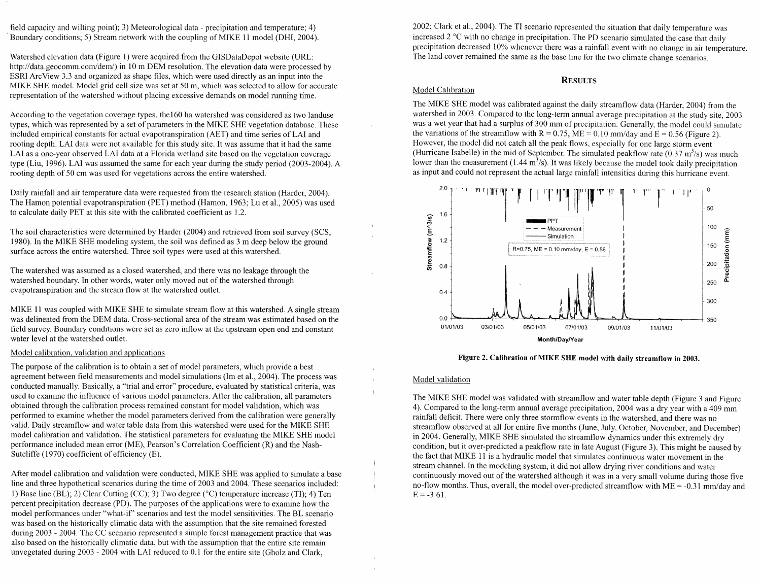field capacity and wilting point); 3) Meteorological data - precipitation and temperature; 4) Boundary conditions; 5) Stream network with the coupling of MIKE 11 model (DHI, 2004).

Watershed elevation data (Figure 1) were acquired from the GISDataDepot website (URL: http://data.geocomm.com/dem/) in 10 m DEM resolution. The elevation data were processed by ESRI ArcView 3.3 and organized as shape files, which were used directly as an input into the MIKE SHE model. Model grid cell size was set at 50 m, which was selected to allow for accurate representation of the watershed without placing excessive demands on model running time.

According to the vegetation coverage types, the160 ha watershed was considered as two landuse types, which was represented by a set of parameters in the MIKE SHE vegetation database. These included empirical constants for actual evapotranspiration (AET) and time series of LAI and rooting depth. LAI data were not available for this study site. It was assume that it had the same LAI as a one-year observed LAI data at a Florida wetland site based on the vegetation coverage type (Liu, 1996). LAI was assumed the same for each year during the study period (2003-2004). A rooting depth of 50 cm was used for vegetations across the entire watershed.

Daily rainfall and air temperature data were requested from the research station (Harder, 2004). The Hamon potential evapotranspiration (PET) method (Hamon, 1963; Lu et al., 2005) was used to calculate daily PET at this site with the calibrated coefficient as 1.2.

The soil characteristics were determined by Harder (2004) and retrieved from soil survey (SCS, 1980). In the MIKE SHE modeling system, the soil was defined as 3 m deep below the ground surface across the entire watershed. Three soil types were used at this watershed.

The watershed was assumed as a closed watershed, and there was no leakage through the watershed boundary. In other words, water only moved out of the watershed through evapotranspiration and the stream flow at the watershed outlet.

MIKE 11 was coupled with MIKE SHE to simulate stream flow at this watershed. A single stream was delineated from the DEM data. Cross-sectional area of the stream was estimated based on the field survey. Boundary conditions were set as zero inflow at the upstream open end and constant water level at the watershed outlet.

## Model calibration, validation and applications

The purpose of the calibration is to obtain a set of model parameters, which provide a best agreement between field measurements and model simulations (Im et al., 2004). The process was conducted manually. Basically, a "trial and error" procedure, evaluated by statistical criteria, was used to examine the influence of various model parameters. After the calibration, all parameters obtained through the calibration process remained constant for model validation, which was performed to examine whether the model parameters derived from the calibration were generally valid. Daily streamflow and water table data from this watershed were used for the MIKE SHE model calibration and validation. The statistical parameters for evaluating the MIKE SHE model performance included mean error (ME), Pearson's Correlation Coefficient (R) and the Nash-Sutcliffe (1970) coefficient of efficiency (E).

After model calibration and validation were conducted, MIKE SHE was applied to simulate a base line and three hypothetical scenarios during the time of 2003 and 2004. These scenarios included: 1) Base line (BL); 2) Clear Cutting (CC); 3) Two degree (°C) temperature increase (TI); 4) Ten percent precipitation decrease (PD). The purposes of the applications were to examine how the model performances under "what-if" scenarios and test the model sensitivities. The BL scenario was based on the historically climatic data with the assumption that the site remained forested during 2003 - 2004. The CC scenario represented a simple forest management practice that was also based on the historically climatic data, but with the assumption that the entire site remain unvegetated during 2003 - 2004 with LAI reduced to 0.1 for the entire site (Gholz and Clark, 2002; Clark et al., 2004). The TI scenario represented the situation that daily temperature was increased 2 °C with no change in precipitation. The PD scenario simulated the case that daily precipitation decreased 10% whenever there was a rainfall event with no change in air temperature. The land cover remained the same as the base line for the two climate change scenarios.

## RESULTS

### Model Calibration

The MIKE SHE model was calibrated against the daily streamflow data (Harder, 2004) from the watershed in 2003. Compared to the long-term annual average precipitation at the study site, 2003 was a wet year that had a surplus of 300 mm of precipitation. Generally, the model could simulate the variations of the streamflow with R = 0.75, ME = 0.10 mm/day and E = 0.56 (Figure 2). However, the model did not catch all the peak flows, especially for one large storm event (Hurricane Isabelle) in the mid of September. The simulated peakflow rate (0.37 $m^3/s$) was much lower than the measurement (1.44 $m^3/s$). It was likely because the model took daily precipitation as input and could not represent the actual large rainfall intensities during this hurricane event.

**Figure 2. Calibration of MIKE SHE model with daily streamflow in 2003.**

### Model validation

The MIKE SHE model was validated with streamflow and water table depth (Figure 3 and Figure 4). Compared to the long-term annual average precipitation, 2004 was a dry year with a 409 mm rainfall deficit. There were only three stormflow events in the watershed, and there was no streamflow observed at all for entire five months (June, July, October, November, and December) in 2004. Generally, MIKE SHE simulated the streamflow dynamics under this extremely dry condition, but it over-predicted a peakflow rate in late August (Figure 3). This might be caused by the fact that MIKE 11 is a hydraulic model that simulates continuous water movement in the stream channel. In the modeling system, it did not allow drying river conditions and water continuously moved out of the watershed although it was in a very small volume during those five no-flow months. Thus, overall, the model over-predicted streamflow with ME = -0.31 mm/day and E = -3.61.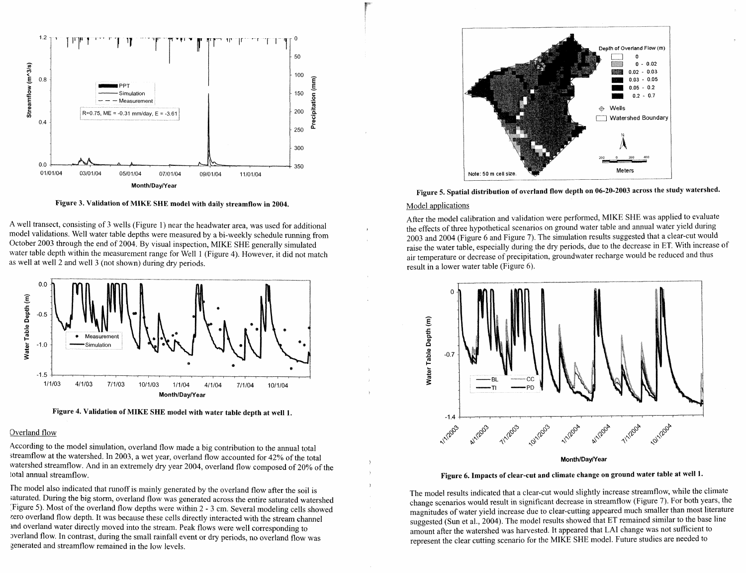Figure 3. Validation of MIKE SHE model with daily streamflow in 2004.

A well transect, consisting of 3 wells (Figure 1) near the headwater area, was used for additional model validations. Well water table depths were measured by a bi-weekly schedule running from October 2003 through the end of 2004. By visual inspection, MIKE SHE generally simulated water table depth within the measurement range for Well 1 (Figure 4). However, it did not match as well at well 2 and well 3 (not shown) during dry periods.

Figure 4. Validation of MIKE SHE model with water table depth at well 1.

## Overland flow

According to the model simulation, overland flow made a big contribution to the annual total streamflow at the watershed. In 2003, a wet year, overland flow accounted for 42% of the total watershed streamflow. And in an extremely dry year 2004, overland flow composed of 20% of the total annual streamflow.

The model also indicated that runoff is mainly generated by the overland flow after the soil is saturated. During the big storm, overland flow was generated across the entire saturated watershed (Figure 5). Most of the overland flow depths were within 2 - 3 cm. Several modeling cells showed zero overland flow depth. It was because these cells directly interacted with the stream channel and overland water directly moved into the stream. Peak flows were well corresponding to overland flow. In contrast, during the small rainfall event or dry periods, no overland flow was generated and streamflow remained in the low levels.

Figure 5. Spatial distribution of overland flow depth on 06-20-2003 across the study watershed.

## Model applications

After the model calibration and validation were performed, MIKE SHE was applied to evaluate the effects of three hypothetical scenarios on ground water table and annual water yield during 2003 and 2004 (Figure 6 and Figure 7). The simulation results suggested that a clear-cut would raise the water table, especially during the dry periods, due to the decrease in ET. With increase of air temperature or decrease of precipitation, groundwater recharge would be reduced and thus result in a lower water table (Figure 6).

Figure 6. Impacts of clear-cut and climate change on ground water table at well 1.

The model results indicated that a clear-cut would slightly increase streamflow, while the climate change scenarios would result in significant decrease in streamflow (Figure 7). For both years, the magnitudes of water yield increase due to clear-cutting appeared much smaller than most literature suggested (Sun et al., 2004). The model results showed that ET remained similar to the base line amount after the watershed was harvested. It appeared that LAI change was not sufficient to represent the clear cutting scenario for the MIKE SHE model. Future studies are needed to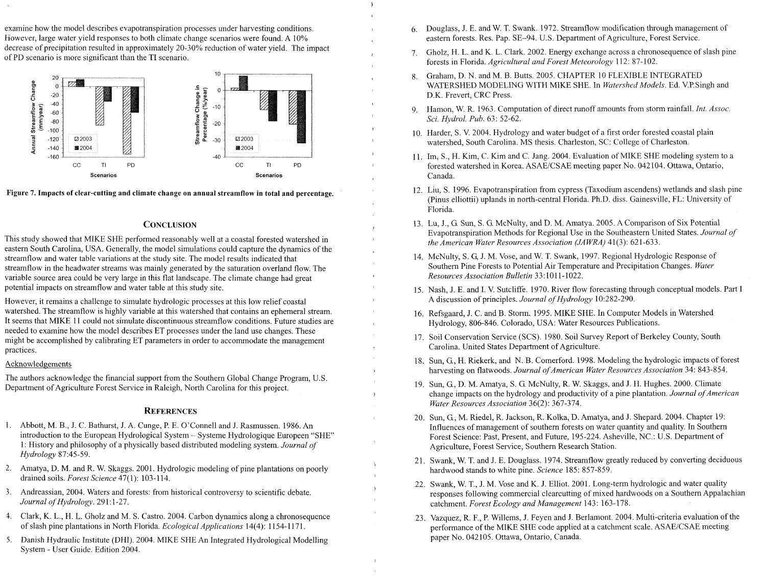examine how the model describes evapotranspiration processes under harvesting conditions. However, large water yield responses to both climate change scenarios were found. A 10% decrease of precipitation resulted in approximately 20-30% reduction of water yield. The impact of PD scenario is more significant than the TI scenario.

Annual Streamflow Change (mm/year)

20
0
-20
-40
-60
-80
-100
-120
-140
-160

2003
2004

CC TI PD

Scenarios

Streamflow Change in Percentage (%/year)

10
0
-10
-20
-30
-40

2003
2004

CC TI PD

Scenarios

**Figure 7. Impacts of clear-cutting and climate change on annual streamflow in total and percentage.**

## CONCLUSION

This study showed that MIKE SHE performed reasonably well at a coastal forested watershed in eastern South Carolina, USA. Generally, the model simulations could capture the dynamics of the streamflow and water table variations at the study site. The model results indicated that streamflow in the headwater streams was mainly generated by the saturation overland flow. The variable source area could be very large in this flat landscape. The climate change had great potential impacts on streamflow and water table at this study site.

However, it remains a challenge to simulate hydrologic processes at this low relief coastal watershed. The streamflow is highly variable at this watershed that contains an ephemeral stream. It seems that MIKE 11 could not simulate discontinuous streamflow conditions. Future studies are needed to examine how the model describes ET processes under the land use changes. These might be accomplished by calibrating ET parameters in order to accommodate the management practices.

### Acknowledgements

The authors acknowledge the financial support from the Southern Global Change Program, U.S. Department of Agriculture Forest Service in Raleigh, North Carolina for this project.

## REFERENCES

1. Abbott, M. B., J. C. Bathurst, J. A. Cunge, P. E. O'Connell and J. Rasmussen. 1986. An introduction to the European Hydrological System – Systeme Hydrologique Europeen "SHE" 1: History and philosophy of a physically based distributed modeling system. *Journal of Hydrology* 87:45-59.
2. Amatya, D. M. and R. W. Skaggs. 2001. Hydrologic modeling of pine plantations on poorly drained soils. *Forest Science* 47(1): 103-114.
3. Andreassian, 2004. Waters and forests: from historical controversy to scientific debate. *Journal of Hydrology*. 291:1-27.
4. Clark, K. L., H. L. Gholz and M. S. Castro. 2004. Carbon dynamics along a chronosequence of slash pine plantations in North Florida. *Ecological Applications* 14(4): 1154-1171.
5. Danish Hydraulic Institute (DHI). 2004. MIKE SHE An Integrated Hydrological Modelling System - User Guide. Edition 2004.
6. Douglass, J. E. and W. T. Swank. 1972. Streamflow modification through management of eastern forests. Res. Pap. SE–94. U.S. Department of Agriculture, Forest Service.
7. Gholz, H. L. and K. L. Clark. 2002. Energy exchange across a chronosequence of slash pine forests in Florida. *Agricultural and Forest Meteorology* 112: 87-102.
8. Graham, D. N. and M. B. Butts. 2005. CHAPTER 10 FLEXIBLE INTEGRATED WATERSHED MODELING WITH MIKE SHE. In *Watershed Models*. Ed. V.P.Singh and D.K. Frevert, CRC Press.
9. Hamon, W. R. 1963. Computation of direct runoff amounts from storm rainfall. *Int. Assoc. Sci. Hydrol. Pub.* 63: 52-62.
10. Harder, S. V. 2004. Hydrology and water budget of a first order forested coastal plain watershed, South Carolina. MS thesis. Charleston, SC: College of Charleston.
11. Im, S., H. Kim, C. Kim and C. Jang. 2004. Evaluation of MIKE SHE modeling system to a forested watershed in Korea. ASAE/CSAE meeting paper No. 042104. Ottawa, Ontario, Canada.
12. Liu, S. 1996. Evapotranspiration from cypress (Taxodium ascendens) wetlands and slash pine (Pinus elliottii) uplands in north-central Florida. Ph.D. diss. Gainesville, FL: University of Florida.
13. Lu, J., G. Sun, S. G. McNulty, and D. M. Amatya. 2005. A Comparison of Six Potential Evapotranspiration Methods for Regional Use in the Southeastern United States. *Journal of the American Water Resources Association (JAWRA)* 41(3): 621-633.
14. McNulty, S. G, J. M. Vose, and W. T. Swank, 1997. Regional Hydrologic Response of Southern Pine Forests to Potential Air Temperature and Precipitation Changes. *Water Resources Association Bulletin* 33:1011-1022.
15. Nash, J. E. and I. V. Sutcliffe. 1970. River flow forecasting through conceptual models. Part I A discussion of principles. *Journal of Hydrology* 10:282-290.
16. Refsgaard, J. C. and B. Storm. 1995. MIKE SHE. In Computer Models in Watershed Hydrology, 806-846. Colorado, USA: Water Resources Publications.
17. Soil Conservation Service (SCS). 1980. Soil Survey Report of Berkeley County, South Carolina. United States Department of Agriculture.
18. Sun, G., H. Riekerk, and N. B. Comerford. 1998. Modeling the hydrologic impacts of forest harvesting on flatwoods. *Journal of American Water Resources Association* 34: 843-854.
19. Sun, G., D. M. Amatya, S. G. McNulty, R. W. Skaggs, and J. H. Hughes. 2000. Climate change impacts on the hydrology and productivity of a pine plantation. *Journal of American Water Resources Association* 36(2): 367-374.
20. Sun, G., M. Riedel, R. Jackson, R. Kolka, D. Amatya, and J. Shepard. 2004. Chapter 19: Influences of management of southern forests on water quantity and quality. In Southern Forest Science: Past, Present, and Future, 195-224. Asheville, NC.: U.S. Department of Agriculture, Forest Service, Southern Research Station.
21. Swank, W. T. and J. E. Douglass. 1974. Streamflow greatly reduced by converting deciduous hardwood stands to white pine. *Science* 185: 857-859.
22. Swank, W. T., J. M. Vose and K. J. Elliot. 2001. Long-term hydrologic and water quality responses following commercial clearcutting of mixed hardwoods on a Southern Appalachian catchment. *Forest Ecology and Management* 143: 163-178.
23. Vazquez, R. F., P. Willems, J. Feyen and J. Berlamont. 2004. Multi-criteria evaluation of the performance of the MIKE SHE code applied at a catchment scale. ASAE/CSAE meeting paper No. 042105. Ottawa, Ontario, Canada.